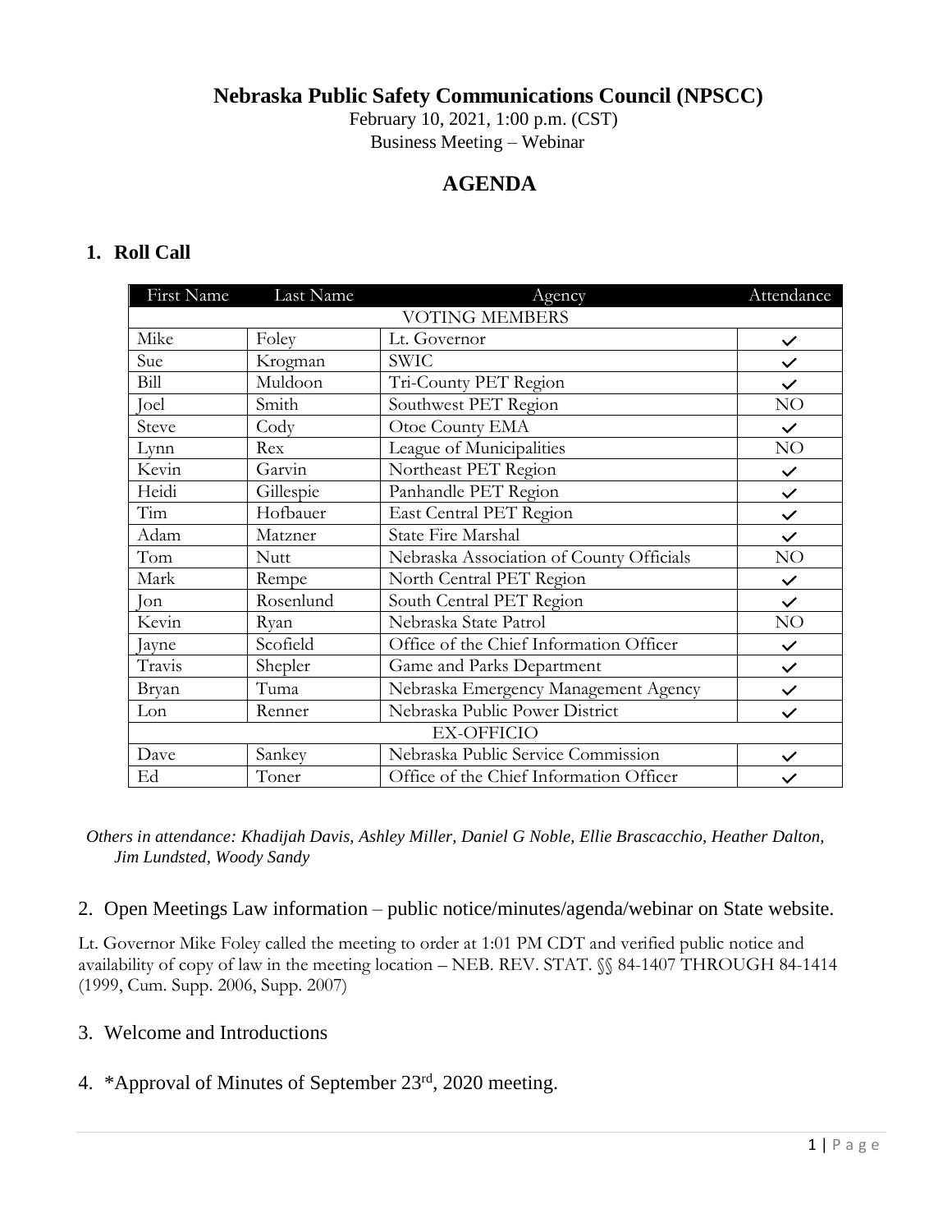# Nebraska Public Safety Communications Council (NPSCC)

February 10, 2021, 1:00 p.m. (CST)
Business Meeting – Webinar

## AGENDA

### 1. Roll Call

| First Name | Last Name | Agency | Attendance |
|---|---|---|---|
| VOTING MEMBERS | | | |
| Mike | Foley | Lt. Governor | ✓ |
| Sue | Krogman | SWIC | ✓ |
| Bill | Muldoon | Tri-County PET Region | ✓ |
| Joel | Smith | Southwest PET Region | NO |
| Steve | Cody | Otoe County EMA | ✓ |
| Lynn | Rex | League of Municipalities | NO |
| Kevin | Garvin | Northeast PET Region | ✓ |
| Heidi | Gillespie | Panhandle PET Region | ✓ |
| Tim | Hofbauer | East Central PET Region | ✓ |
| Adam | Matzner | State Fire Marshal | ✓ |
| Tom | Nutt | Nebraska Association of County Officials | NO |
| Mark | Rempe | North Central PET Region | ✓ |
| Jon | Rosenlund | South Central PET Region | ✓ |
| Kevin | Ryan | Nebraska State Patrol | NO |
| Jayne | Scofield | Office of the Chief Information Officer | ✓ |
| Travis | Shepler | Game and Parks Department | ✓ |
| Bryan | Tuma | Nebraska Emergency Management Agency | ✓ |
| Lon | Renner | Nebraska Public Power District | ✓ |
| EX-OFFICIO | | | |
| Dave | Sankey | Nebraska Public Service Commission | ✓ |
| Ed | Toner | Office of the Chief Information Officer | ✓ |

*Others in attendance: Khadijah Davis, Ashley Miller, Daniel G Noble, Ellie Brascacchio, Heather Dalton, Jim Lundsted, Woody Sandy*

2. Open Meetings Law information – public notice/minutes/agenda/webinar on State website.

Lt. Governor Mike Foley called the meeting to order at 1:01 PM CDT and verified public notice and availability of copy of law in the meeting location – NEB. REV. STAT. §§ 84-1407 THROUGH 84-1414 (1999, Cum. Supp. 2006, Supp. 2007)

3. Welcome and Introductions

4. *Approval of Minutes of September 23rd, 2020 meeting.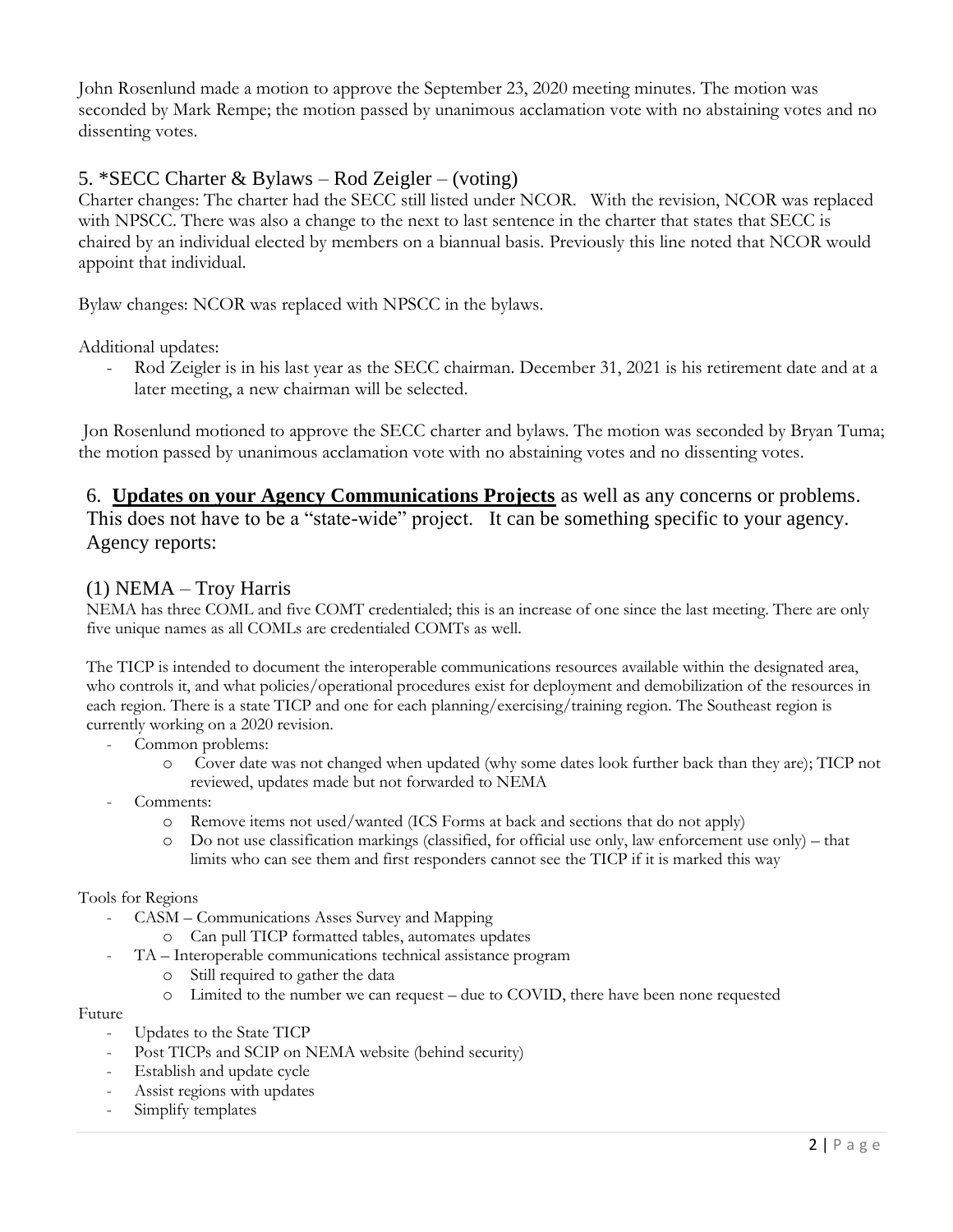John Rosenlund made a motion to approve the September 23, 2020 meeting minutes. The motion was seconded by Mark Rempe; the motion passed by unanimous acclamation vote with no abstaining votes and no dissenting votes.

## 5. *SECC Charter & Bylaws – Rod Zeigler – (voting)

Charter changes: The charter had the SECC still listed under NCOR. With the revision, NCOR was replaced with NPSCC. There was also a change to the next to last sentence in the charter that states that SECC is chaired by an individual elected by members on a biannual basis. Previously this line noted that NCOR would appoint that individual.

Bylaw changes: NCOR was replaced with NPSCC in the bylaws.

Additional updates:

- Rod Zeigler is in his last year as the SECC chairman. December 31, 2021 is his retirement date and at a later meeting, a new chairman will be selected.

Jon Rosenlund motioned to approve the SECC charter and bylaws. The motion was seconded by Bryan Tuma; the motion passed by unanimous acclamation vote with no abstaining votes and no dissenting votes.

## 6. **Updates on your Agency Communications Projects** as well as any concerns or problems. This does not have to be a "state-wide" project. It can be something specific to your agency. Agency reports:

### (1) NEMA – Troy Harris

NEMA has three COML and five COMT credentialed; this is an increase of one since the last meeting. There are only five unique names as all COMLs are credentialed COMTs as well.

The TICP is intended to document the interoperable communications resources available within the designated area, who controls it, and what policies/operational procedures exist for deployment and demobilization of the resources in each region. There is a state TICP and one for each planning/exercising/training region. The Southeast region is currently working on a 2020 revision.

- Common problems:
  - Cover date was not changed when updated (why some dates look further back than they are); TICP not reviewed, updates made but not forwarded to NEMA
- Comments:
  - Remove items not used/wanted (ICS Forms at back and sections that do not apply)
  - Do not use classification markings (classified, for official use only, law enforcement use only) – that limits who can see them and first responders cannot see the TICP if it is marked this way

Tools for Regions

- CASM – Communications Asses Survey and Mapping
  - Can pull TICP formatted tables, automates updates
- TA – Interoperable communications technical assistance program
  - Still required to gather the data
  - Limited to the number we can request – due to COVID, there have been none requested

Future

- Updates to the State TICP
- Post TICPs and SCIP on NEMA website (behind security)
- Establish and update cycle
- Assist regions with updates
- Simplify templates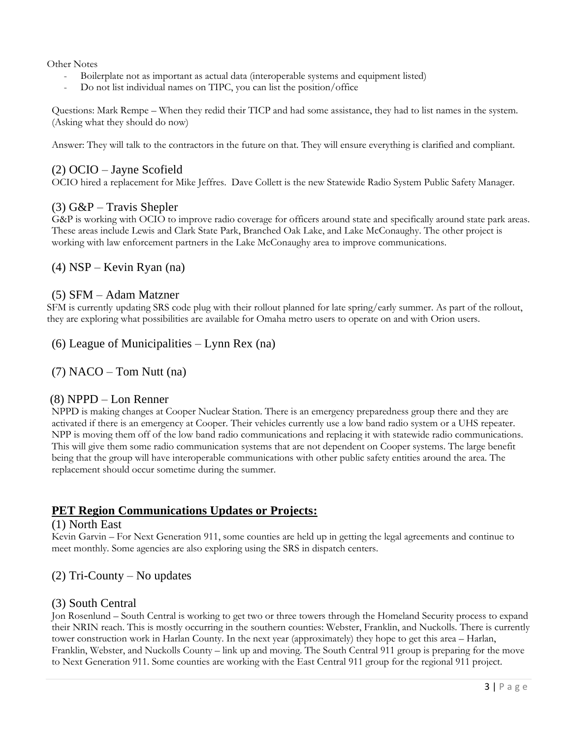Other Notes

- Boilerplate not as important as actual data (interoperable systems and equipment listed)
- Do not list individual names on TIPC, you can list the position/office

Questions: Mark Rempe – When they redid their TICP and had some assistance, they had to list names in the system. (Asking what they should do now)

Answer: They will talk to the contractors in the future on that. They will ensure everything is clarified and compliant.

### (2) OCIO – Jayne Scofield

OCIO hired a replacement for Mike Jeffres. Dave Collett is the new Statewide Radio System Public Safety Manager.

### (3) G&P – Travis Shepler

G&P is working with OCIO to improve radio coverage for officers around state and specifically around state park areas. These areas include Lewis and Clark State Park, Branched Oak Lake, and Lake McConaughy. The other project is working with law enforcement partners in the Lake McConaughy area to improve communications.

### (4) NSP – Kevin Ryan (na)

### (5) SFM – Adam Matzner

SFM is currently updating SRS code plug with their rollout planned for late spring/early summer. As part of the rollout, they are exploring what possibilities are available for Omaha metro users to operate on and with Orion users.

### (6) League of Municipalities – Lynn Rex (na)

### (7) NACO – Tom Nutt (na)

### (8) NPPD – Lon Renner

NPPD is making changes at Cooper Nuclear Station. There is an emergency preparedness group there and they are activated if there is an emergency at Cooper. Their vehicles currently use a low band radio system or a UHS repeater. NPP is moving them off of the low band radio communications and replacing it with statewide radio communications. This will give them some radio communication systems that are not dependent on Cooper systems. The large benefit being that the group will have interoperable communications with other public safety entities around the area. The replacement should occur sometime during the summer.

## PET Region Communications Updates or Projects:

### (1) North East

Kevin Garvin – For Next Generation 911, some counties are held up in getting the legal agreements and continue to meet monthly. Some agencies are also exploring using the SRS in dispatch centers.

### (2) Tri-County – No updates

### (3) South Central

Jon Rosenlund – South Central is working to get two or three towers through the Homeland Security process to expand their NRIN reach. This is mostly occurring in the southern counties: Webster, Franklin, and Nuckolls. There is currently tower construction work in Harlan County. In the next year (approximately) they hope to get this area – Harlan, Franklin, Webster, and Nuckolls County – link up and moving. The South Central 911 group is preparing for the move to Next Generation 911. Some counties are working with the East Central 911 group for the regional 911 project.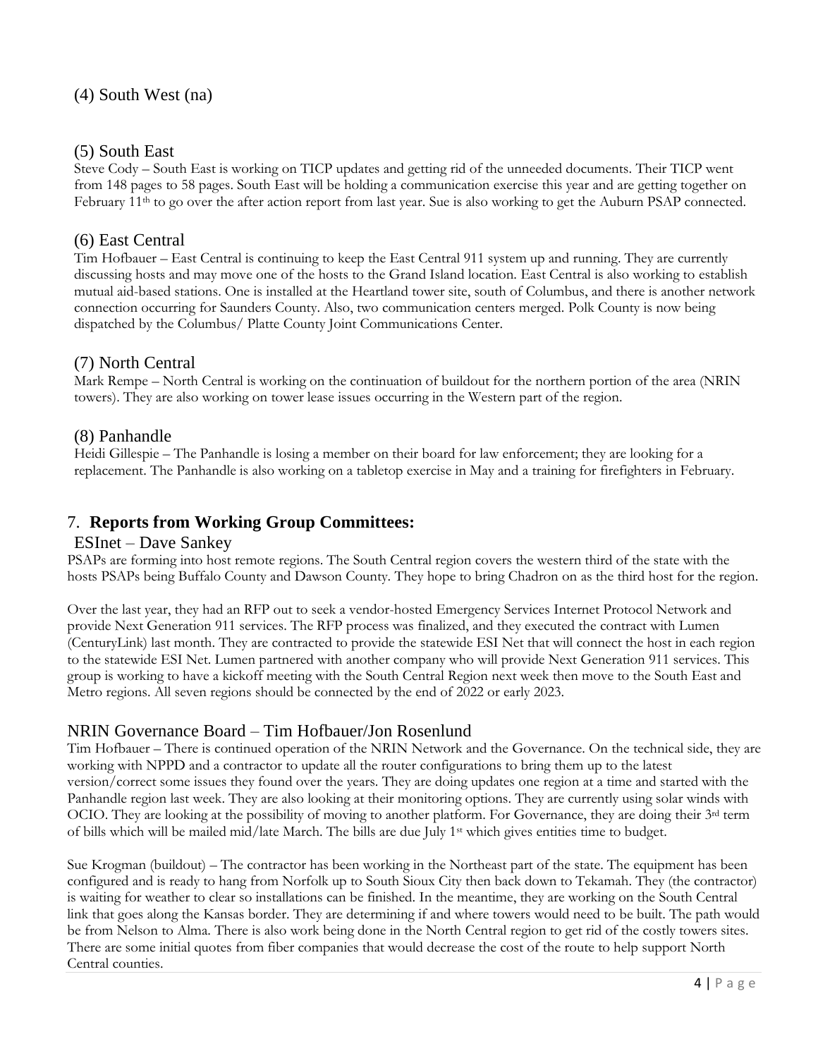### (4) South West (na)

### (5) South East

Steve Cody – South East is working on TICP updates and getting rid of the unneeded documents. Their TICP went from 148 pages to 58 pages. South East will be holding a communication exercise this year and are getting together on February 11th to go over the after action report from last year. Sue is also working to get the Auburn PSAP connected.

### (6) East Central

Tim Hofbauer – East Central is continuing to keep the East Central 911 system up and running. They are currently discussing hosts and may move one of the hosts to the Grand Island location. East Central is also working to establish mutual aid-based stations. One is installed at the Heartland tower site, south of Columbus, and there is another network connection occurring for Saunders County. Also, two communication centers merged. Polk County is now being dispatched by the Columbus/ Platte County Joint Communications Center.

### (7) North Central

Mark Rempe – North Central is working on the continuation of buildout for the northern portion of the area (NRIN towers). They are also working on tower lease issues occurring in the Western part of the region.

### (8) Panhandle

Heidi Gillespie – The Panhandle is losing a member on their board for law enforcement; they are looking for a replacement. The Panhandle is also working on a tabletop exercise in May and a training for firefighters in February.

## 7. **Reports from Working Group Committees:**

### ESInet – Dave Sankey

PSAPs are forming into host remote regions. The South Central region covers the western third of the state with the hosts PSAPs being Buffalo County and Dawson County. They hope to bring Chadron on as the third host for the region.

Over the last year, they had an RFP out to seek a vendor-hosted Emergency Services Internet Protocol Network and provide Next Generation 911 services. The RFP process was finalized, and they executed the contract with Lumen (CenturyLink) last month. They are contracted to provide the statewide ESI Net that will connect the host in each region to the statewide ESI Net. Lumen partnered with another company who will provide Next Generation 911 services. This group is working to have a kickoff meeting with the South Central Region next week then move to the South East and Metro regions. All seven regions should be connected by the end of 2022 or early 2023.

### NRIN Governance Board – Tim Hofbauer/Jon Rosenlund

Tim Hofbauer – There is continued operation of the NRIN Network and the Governance. On the technical side, they are working with NPPD and a contractor to update all the router configurations to bring them up to the latest version/correct some issues they found over the years. They are doing updates one region at a time and started with the Panhandle region last week. They are also looking at their monitoring options. They are currently using solar winds with OCIO. They are looking at the possibility of moving to another platform. For Governance, they are doing their 3rd term of bills which will be mailed mid/late March. The bills are due July 1st which gives entities time to budget.

Sue Krogman (buildout) – The contractor has been working in the Northeast part of the state. The equipment has been configured and is ready to hang from Norfolk up to South Sioux City then back down to Tekamah. They (the contractor) is waiting for weather to clear so installations can be finished. In the meantime, they are working on the South Central link that goes along the Kansas border. They are determining if and where towers would need to be built. The path would be from Nelson to Alma. There is also work being done in the North Central region to get rid of the costly towers sites. There are some initial quotes from fiber companies that would decrease the cost of the route to help support North Central counties.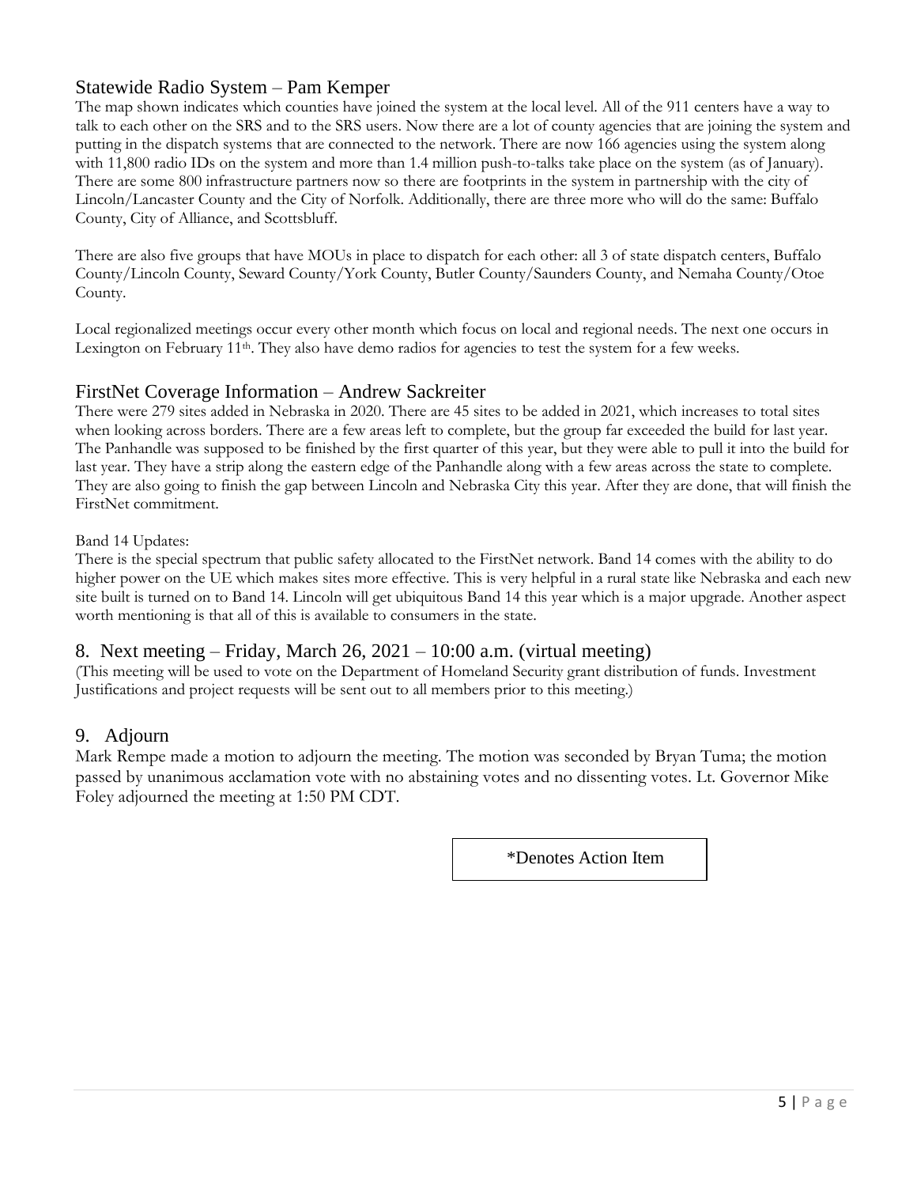## Statewide Radio System – Pam Kemper

The map shown indicates which counties have joined the system at the local level. All of the 911 centers have a way to talk to each other on the SRS and to the SRS users. Now there are a lot of county agencies that are joining the system and putting in the dispatch systems that are connected to the network. There are now 166 agencies using the system along with 11,800 radio IDs on the system and more than 1.4 million push-to-talks take place on the system (as of January). There are some 800 infrastructure partners now so there are footprints in the system in partnership with the city of Lincoln/Lancaster County and the City of Norfolk. Additionally, there are three more who will do the same: Buffalo County, City of Alliance, and Scottsbluff.

There are also five groups that have MOUs in place to dispatch for each other: all 3 of state dispatch centers, Buffalo County/Lincoln County, Seward County/York County, Butler County/Saunders County, and Nemaha County/Otoe County.

Local regionalized meetings occur every other month which focus on local and regional needs. The next one occurs in Lexington on February 11th. They also have demo radios for agencies to test the system for a few weeks.

## FirstNet Coverage Information – Andrew Sackreiter

There were 279 sites added in Nebraska in 2020. There are 45 sites to be added in 2021, which increases to total sites when looking across borders. There are a few areas left to complete, but the group far exceeded the build for last year. The Panhandle was supposed to be finished by the first quarter of this year, but they were able to pull it into the build for last year. They have a strip along the eastern edge of the Panhandle along with a few areas across the state to complete. They are also going to finish the gap between Lincoln and Nebraska City this year. After they are done, that will finish the FirstNet commitment.

Band 14 Updates:

There is the special spectrum that public safety allocated to the FirstNet network. Band 14 comes with the ability to do higher power on the UE which makes sites more effective. This is very helpful in a rural state like Nebraska and each new site built is turned on to Band 14. Lincoln will get ubiquitous Band 14 this year which is a major upgrade. Another aspect worth mentioning is that all of this is available to consumers in the state.

## 8. Next meeting – Friday, March 26, 2021 – 10:00 a.m. (virtual meeting)

(This meeting will be used to vote on the Department of Homeland Security grant distribution of funds. Investment Justifications and project requests will be sent out to all members prior to this meeting.)

## 9. Adjourn

Mark Rempe made a motion to adjourn the meeting. The motion was seconded by Bryan Tuma; the motion passed by unanimous acclamation vote with no abstaining votes and no dissenting votes. Lt. Governor Mike Foley adjourned the meeting at 1:50 PM CDT.

*Denotes Action Item